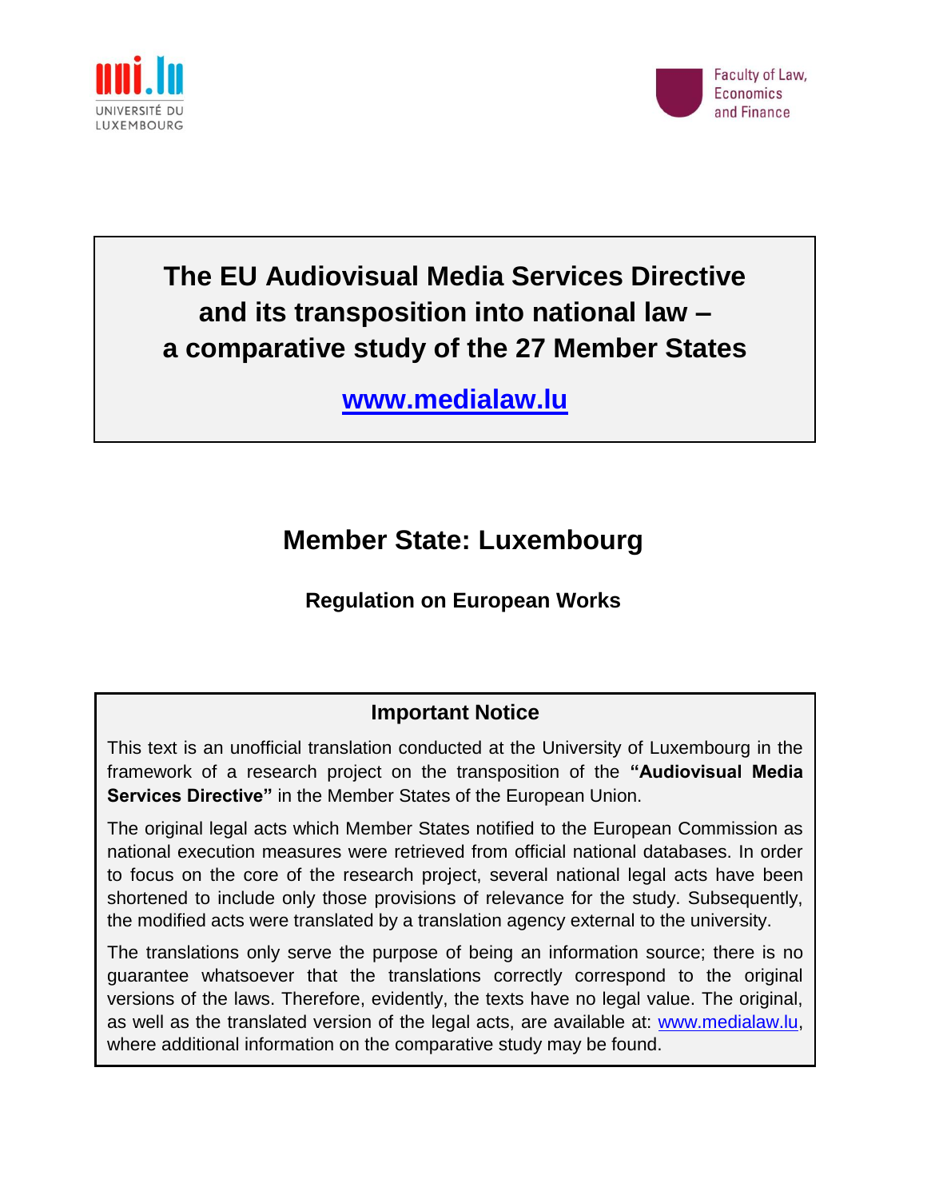UNIVERSITÉ DU LUXEMBOURG

Faculty of Law, Economics and Finance

# The EU Audiovisual Media Services Directive and its transposition into national law – a comparative study of the 27 Member States

**www.medialaw.lu**

## Member State: Luxembourg

### Regulation on European Works

**Important Notice**

This text is an unofficial translation conducted at the University of Luxembourg in the framework of a research project on the transposition of the **"Audiovisual Media Services Directive"** in the Member States of the European Union.

The original legal acts which Member States notified to the European Commission as national execution measures were retrieved from official national databases. In order to focus on the core of the research project, several national legal acts have been shortened to include only those provisions of relevance for the study. Subsequently, the modified acts were translated by a translation agency external to the university.

The translations only serve the purpose of being an information source; there is no guarantee whatsoever that the translations correctly correspond to the original versions of the laws. Therefore, evidently, the texts have no legal value. The original, as well as the translated version of the legal acts, are available at: www.medialaw.lu, where additional information on the comparative study may be found.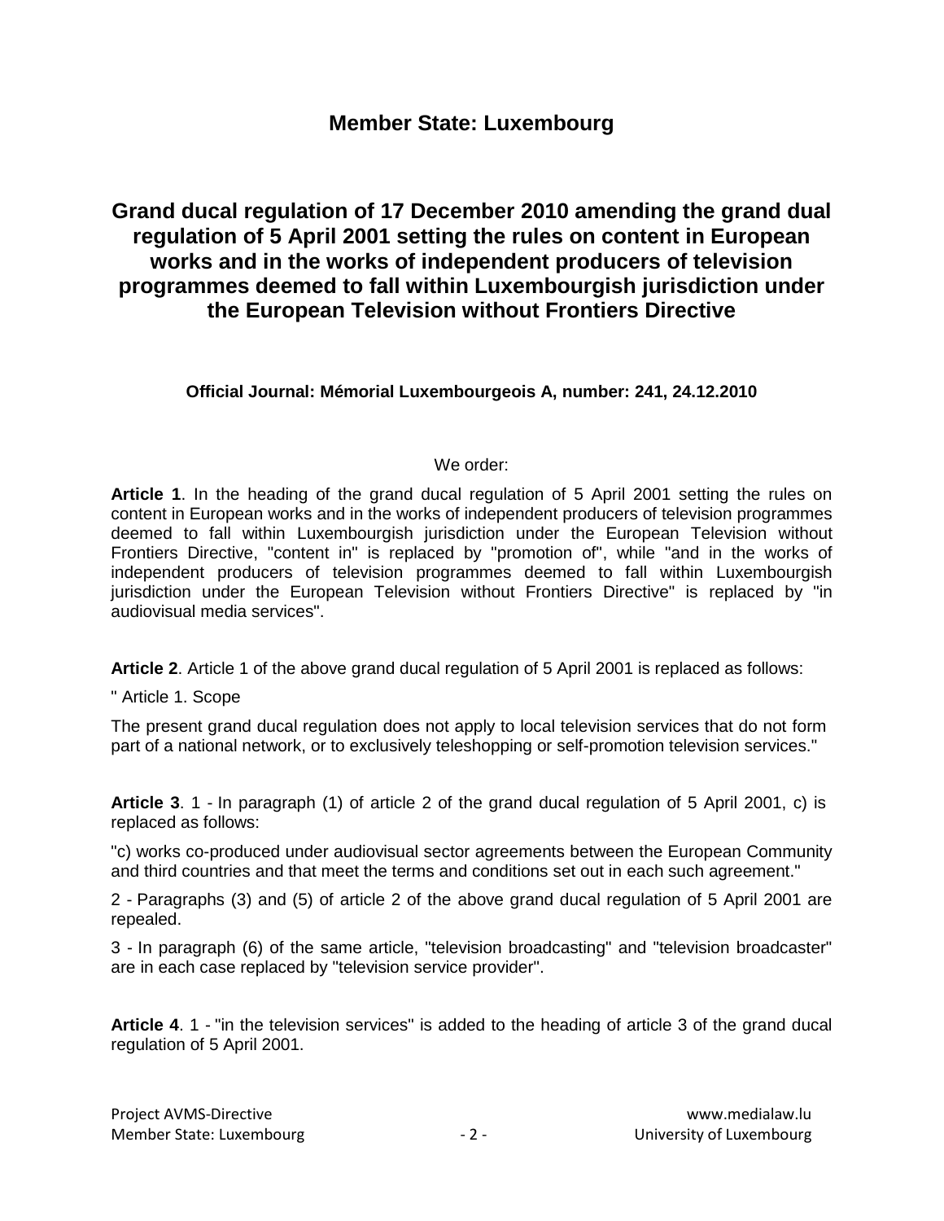# Member State: Luxembourg

## Grand ducal regulation of 17 December 2010 amending the grand dual regulation of 5 April 2001 setting the rules on content in European works and in the works of independent producers of television programmes deemed to fall within Luxembourgish jurisdiction under the European Television without Frontiers Directive

**Official Journal: Mémorial Luxembourgeois A, number: 241, 24.12.2010**

We order:

**Article 1**. In the heading of the grand ducal regulation of 5 April 2001 setting the rules on content in European works and in the works of independent producers of television programmes deemed to fall within Luxembourgish jurisdiction under the European Television without Frontiers Directive, "content in" is replaced by "promotion of", while "and in the works of independent producers of television programmes deemed to fall within Luxembourgish jurisdiction under the European Television without Frontiers Directive" is replaced by "in audiovisual media services".

**Article 2**. Article 1 of the above grand ducal regulation of 5 April 2001 is replaced as follows:

" Article 1. Scope

The present grand ducal regulation does not apply to local television services that do not form part of a national network, or to exclusively teleshopping or self-promotion television services."

**Article 3**. 1 - In paragraph (1) of article 2 of the grand ducal regulation of 5 April 2001, c) is replaced as follows:

"c) works co-produced under audiovisual sector agreements between the European Community and third countries and that meet the terms and conditions set out in each such agreement."

2 - Paragraphs (3) and (5) of article 2 of the above grand ducal regulation of 5 April 2001 are repealed.

3 - In paragraph (6) of the same article, "television broadcasting" and "television broadcaster" are in each case replaced by "television service provider".

**Article 4**. 1 - "in the television services" is added to the heading of article 3 of the grand ducal regulation of 5 April 2001.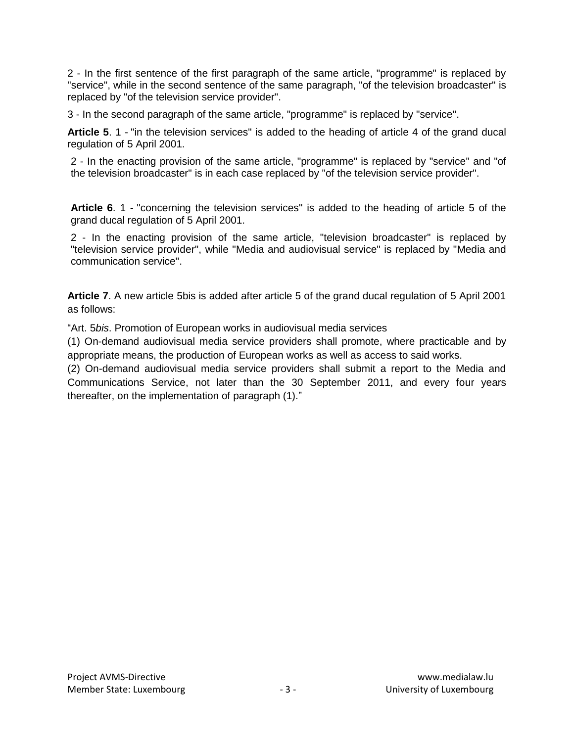2 - In the first sentence of the first paragraph of the same article, "programme" is replaced by "service", while in the second sentence of the same paragraph, "of the television broadcaster" is replaced by "of the television service provider".

3 - In the second paragraph of the same article, "programme" is replaced by "service".

**Article 5**. 1 - "in the television services" is added to the heading of article 4 of the grand ducal regulation of 5 April 2001.

2 - In the enacting provision of the same article, "programme" is replaced by "service" and "of the television broadcaster" is in each case replaced by "of the television service provider".

**Article 6**. 1 - "concerning the television services" is added to the heading of article 5 of the grand ducal regulation of 5 April 2001.

2 - In the enacting provision of the same article, "television broadcaster" is replaced by "television service provider", while "Media and audiovisual service" is replaced by "Media and communication service".

**Article 7**. A new article 5bis is added after article 5 of the grand ducal regulation of 5 April 2001 as follows:

"Art. 5*bis*. Promotion of European works in audiovisual media services
(1) On-demand audiovisual media service providers shall promote, where practicable and by appropriate means, the production of European works as well as access to said works.
(2) On-demand audiovisual media service providers shall submit a report to the Media and Communications Service, not later than the 30 September 2011, and every four years thereafter, on the implementation of paragraph (1)."